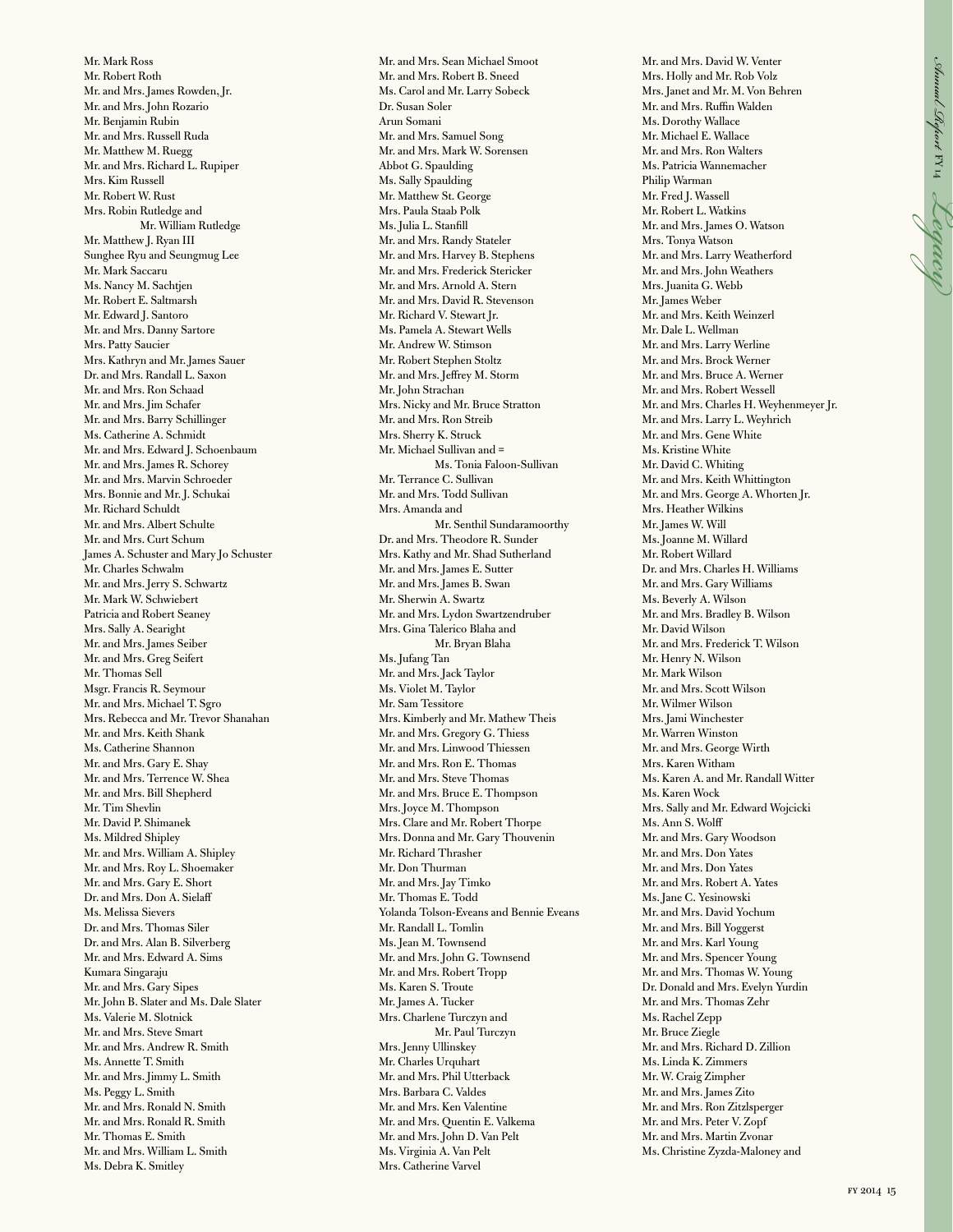Mr. Mark Ross
Mr. Robert Roth
Mr. and Mrs. James Rowden, Jr.
Mr. and Mrs. John Rozario
Mr. Benjamin Rubin
Mr. and Mrs. Russell Ruda
Mr. Matthew M. Ruegg
Mr. and Mrs. Richard L. Rupiper
Mrs. Kim Russell
Mr. Robert W. Rust
Mrs. Robin Rutledge and Mr. William Rutledge
Mr. Matthew J. Ryan III
Sunghee Ryu and Seungmug Lee
Mr. Mark Saccaru
Ms. Nancy M. Sachtjen
Mr. Robert E. Saltmarsh
Mr. Edward J. Santoro
Mr. and Mrs. Danny Sartore
Mrs. Patty Saucier
Mrs. Kathryn and Mr. James Sauer
Dr. and Mrs. Randall L. Saxon
Mr. and Mrs. Ron Schaad
Mr. and Mrs. Jim Schafer
Mr. and Mrs. Barry Schillinger
Ms. Catherine A. Schmidt
Mr. and Mrs. Edward J. Schoenbaum
Mr. and Mrs. James R. Schorey
Mr. and Mrs. Marvin Schroeder
Mrs. Bonnie and Mr. J. Schukai
Mr. Richard Schuldt
Mr. and Mrs. Albert Schulte
Mr. and Mrs. Curt Schum
James A. Schuster and Mary Jo Schuster
Mr. Charles Schwalm
Mr. and Mrs. Jerry S. Schwartz
Mr. Mark W. Schwiebert
Patricia and Robert Seaney
Mrs. Sally A. Searight
Mr. and Mrs. James Seiber
Mr. and Mrs. Greg Seifert
Mr. Thomas Sell
Msgr. Francis R. Seymour
Mr. and Mrs. Michael T. Sgro
Mrs. Rebecca and Mr. Trevor Shanahan
Mr. and Mrs. Keith Shank
Ms. Catherine Shannon
Mr. and Mrs. Gary E. Shay
Mr. and Mrs. Terrence W. Shea
Mr. and Mrs. Bill Shepherd
Mr. Tim Shevlin
Mr. David P. Shimanek
Ms. Mildred Shipley
Mr. and Mrs. William A. Shipley
Mr. and Mrs. Roy L. Shoemaker
Mr. and Mrs. Gary E. Short
Dr. and Mrs. Don A. Sielaff
Ms. Melissa Sievers
Dr. and Mrs. Thomas Siler
Dr. and Mrs. Alan B. Silverberg
Mr. and Mrs. Edward A. Sims
Kumara Singaraju
Mr. and Mrs. Gary Sipes
Mr. John B. Slater and Ms. Dale Slater
Ms. Valerie M. Slotnick
Mr. and Mrs. Steve Smart
Mr. and Mrs. Andrew R. Smith
Ms. Annette T. Smith
Mr. and Mrs. Jimmy L. Smith
Ms. Peggy L. Smith
Mr. and Mrs. Ronald N. Smith
Mr. and Mrs. Ronald R. Smith
Mr. Thomas E. Smith
Mr. and Mrs. William L. Smith
Ms. Debra K. Smitley
Mr. and Mrs. Sean Michael Smoot
Mr. and Mrs. Robert B. Sneed
Ms. Carol and Mr. Larry Sobeck
Dr. Susan Soler
Arun Somani
Mr. and Mrs. Samuel Song
Mr. and Mrs. Mark W. Sorensen
Abbot G. Spaulding
Ms. Sally Spaulding
Mr. Matthew St. George
Mrs. Paula Staab Polk
Ms. Julia L. Stanfill
Mr. and Mrs. Randy Stateler
Mr. and Mrs. Harvey B. Stephens
Mr. and Mrs. Frederick Stericker
Mr. and Mrs. Arnold A. Stern
Mr. and Mrs. David R. Stevenson
Mr. Richard V. Stewart Jr.
Ms. Pamela A. Stewart Wells
Mr. Andrew W. Stimson
Mr. Robert Stephen Stoltz
Mr. and Mrs. Jeffrey M. Storm
Mr. John Strachan
Mrs. Nicky and Mr. Bruce Stratton
Mr. and Mrs. Ron Streib
Mrs. Sherry K. Struck
Mr. Michael Sullivan and = Ms. Tonia Faloon-Sullivan
Mr. Terrance C. Sullivan
Mr. and Mrs. Todd Sullivan
Mrs. Amanda and Mr. Senthil Sundaramoorthy
Dr. and Mrs. Theodore R. Sunder
Mrs. Kathy and Mr. Shad Sutherland
Mr. and Mrs. James E. Sutter
Mr. and Mrs. James B. Swan
Mr. Sherwin A. Swartz
Mr. and Mrs. Lydon Swartzendruber
Mrs. Gina Talerico Blaha and Mr. Bryan Blaha
Ms. Jufang Tan
Mr. and Mrs. Jack Taylor
Ms. Violet M. Taylor
Mr. Sam Tessitore
Mrs. Kimberly and Mr. Mathew Theis
Mr. and Mrs. Gregory G. Thiess
Mr. and Mrs. Linwood Thiessen
Mr. and Mrs. Ron E. Thomas
Mr. and Mrs. Steve Thomas
Mr. and Mrs. Bruce E. Thompson
Mrs. Joyce M. Thompson
Mrs. Clare and Mr. Robert Thorpe
Mrs. Donna and Mr. Gary Thouvenin
Mr. Richard Thrasher
Mr. Don Thurman
Mr. and Mrs. Jay Timko
Mr. Thomas E. Todd
Yolanda Tolson-Eveans and Bennie Evans
Mr. Randall L. Tomlin
Ms. Jean M. Townsend
Mr. and Mrs. John G. Townsend
Mr. and Mrs. Robert Tropp
Ms. Karen S. Troute
Mr. James A. Tucker
Mrs. Charlene Turczyn and Mr. Paul Turczyn
Mrs. Jenny Ullinskey
Mr. Charles Urquhart
Mr. and Mrs. Phil Utterback
Mrs. Barbara C. Valdes
Mr. and Mrs. Ken Valentine
Mr. and Mrs. Quentin E. Valkema
Mr. and Mrs. John D. Van Pelt
Ms. Virginia A. Van Pelt
Mrs. Catherine Varvel
Mr. and Mrs. David W. Venter
Mrs. Holly and Mr. Rob Volz
Mrs. Janet and Mr. M. Von Behren
Mr. and Mrs. Ruffin Walden
Ms. Dorothy Wallace
Mr. Michael E. Wallace
Mr. and Mrs. Ron Walters
Ms. Patricia Wannemacher
Philip Warman
Mr. Fred J. Wassell
Mr. Robert L. Watkins
Mr. and Mrs. James O. Watson
Mrs. Tonya Watson
Mr. and Mrs. Larry Weatherford
Mr. and Mrs. John Weathers
Mrs. Juanita G. Webb
Mr. James Weber
Mr. and Mrs. Keith Weinzerl
Mr. Dale L. Wellman
Mr. and Mrs. Larry Werline
Mr. and Mrs. Brock Werner
Mr. and Mrs. Bruce A. Werner
Mr. and Mrs. Robert Wessell
Mr. and Mrs. Charles H. Weyhenmeyer Jr.
Mr. and Mrs. Larry L. Weyhrich
Mr. and Mrs. Gene White
Ms. Kristine White
Mr. David C. Whiting
Mr. and Mrs. Keith Whittington
Mr. and Mrs. George A. Whorten Jr.
Mrs. Heather Wilkins
Mr. James W. Will
Ms. Joanne M. Willard
Mr. Robert Willard
Dr. and Mrs. Charles H. Williams
Mr. and Mrs. Gary Williams
Ms. Beverly A. Wilson
Mr. and Mrs. Bradley B. Wilson
Mr. David Wilson
Mr. and Mrs. Frederick T. Wilson
Mr. Henry N. Wilson
Mr. Mark Wilson
Mr. and Mrs. Scott Wilson
Mr. Wilmer Wilson
Mrs. Jami Winchester
Mr. Warren Winston
Mr. and Mrs. George Wirth
Mrs. Karen Witham
Ms. Karen A. and Mr. Randall Witter
Ms. Karen Wock
Mrs. Sally and Mr. Edward Wojcicki
Ms. Ann S. Wolff
Mr. and Mrs. Gary Woodson
Mr. and Mrs. Don Yates
Mr. and Mrs. Don Yates
Mr. and Mrs. Robert A. Yates
Ms. Jane C. Yesinowski
Mr. and Mrs. David Yochum
Mr. and Mrs. Bill Yoggerst
Mr. and Mrs. Karl Young
Mr. and Mrs. Spencer Young
Mr. and Mrs. Thomas W. Young
Dr. Donald and Mrs. Evelyn Yurdin
Mr. and Mrs. Thomas Zehr
Ms. Rachel Zepp
Mr. Bruce Ziegle
Mr. and Mrs. Richard D. Zillion
Ms. Linda K. Zimmers
Mr. W. Craig Zimpher
Mr. and Mrs. James Zito
Mr. and Mrs. Ron Zitzlsperger
Mr. and Mrs. Peter V. Zopf
Mr. and Mrs. Martin Zvonar
Ms. Christine Zyzda-Maloney and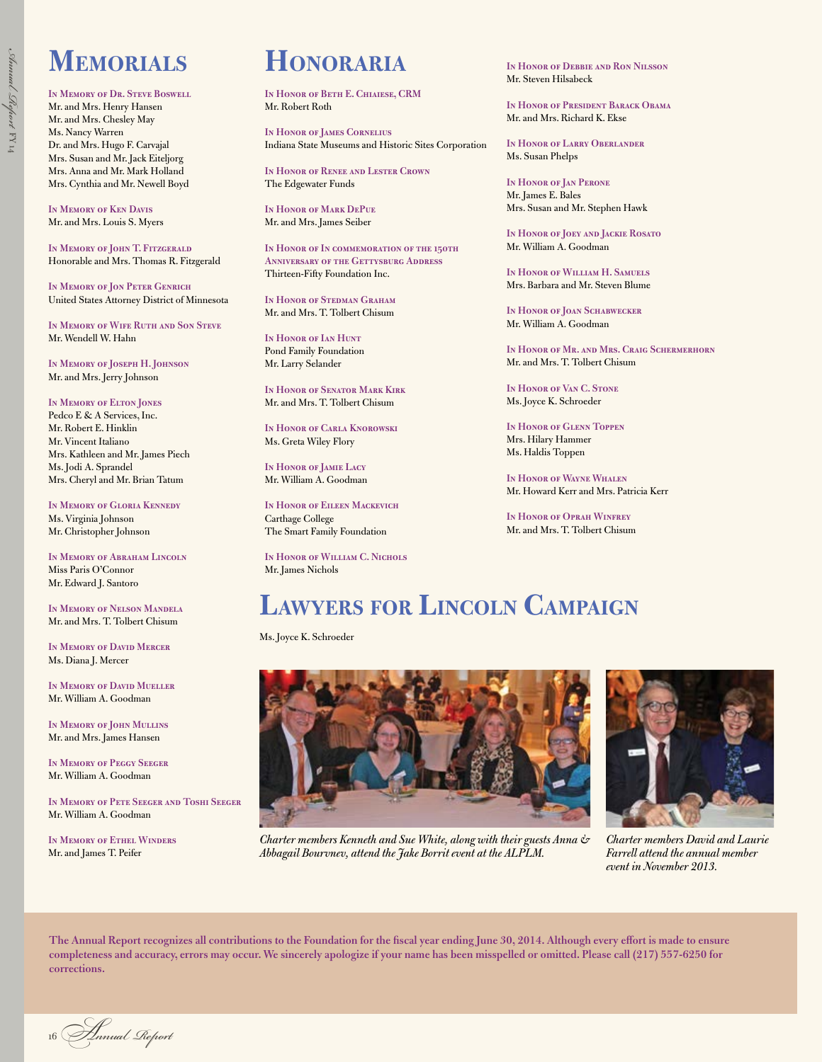# Memorials

**In Memory of Dr. Steve Boswell**
Mr. and Mrs. Henry Hansen
Mr. and Mrs. Chesley May
Ms. Nancy Warren
Dr. and Mrs. Hugo F. Carvajal
Mrs. Susan and Mr. Jack Eiteljorg
Mrs. Anna and Mr. Mark Holland
Mrs. Cynthia and Mr. Newell Boyd

**In Memory of Ken Davis**
Mr. and Mrs. Louis S. Myers

**In Memory of John T. Fitzgerald**
Honorable and Mrs. Thomas R. Fitzgerald

**In Memory of Jon Peter Genrich**
United States Attorney District of Minnesota

**In Memory of Wife Ruth and Son Steve**
Mr. Wendell W. Hahn

**In Memory of Joseph H. Johnson**
Mr. and Mrs. Jerry Johnson

**In Memory of Elton Jones**
Pedco E & A Services, Inc.
Mr. Robert E. Hinklin
Mr. Vincent Italiano
Mrs. Kathleen and Mr. James Piech
Ms. Jodi A. Sprandel
Mrs. Cheryl and Mr. Brian Tatum

**In Memory of Gloria Kennedy**
Ms. Virginia Johnson
Mr. Christopher Johnson

**In Memory of Abraham Lincoln**
Miss Paris O'Connor
Mr. Edward J. Santoro

**In Memory of Nelson Mandela**
Mr. and Mrs. T. Tolbert Chisum

**In Memory of David Mercer**
Ms. Diana J. Mercer

**In Memory of David Mueller**
Mr. William A. Goodman

**In Memory of John Mullins**
Mr. and Mrs. James Hansen

**In Memory of Peggy Seeger**
Mr. William A. Goodman

**In Memory of Pete Seeger and Toshi Seeger**
Mr. William A. Goodman

**In Memory of Ethel Winders**
Mr. and James T. Peifer

# Honoraria

**In Honor of Beth E. Chiaiese, CRM**
Mr. Robert Roth

**In Honor of James Cornelius**
Indiana State Museums and Historic Sites Corporation

**In Honor of Renee and Lester Crown**
The Edgewater Funds

**In Honor of Mark DePue**
Mr. and Mrs. James Seiber

**In Honor of In commemoration of the 150th Anniversary of the Gettysburg Address**
Thirteen-Fifty Foundation Inc.

**In Honor of Stedman Graham**
Mr. and Mrs. T. Tolbert Chisum

**In Honor of Ian Hunt**
Pond Family Foundation
Mr. Larry Selander

**In Honor of Senator Mark Kirk**
Mr. and Mrs. T. Tolbert Chisum

**In Honor of Carla Knorowski**
Ms. Greta Wiley Flory

**In Honor of Jamie Lacy**
Mr. William A. Goodman

**In Honor of Eileen Mackevich**
Carthage College
The Smart Family Foundation

**In Honor of William C. Nichols**
Mr. James Nichols

**In Honor of Debbie and Ron Nilsson**
Mr. Steven Hilsabeck

**In Honor of President Barack Obama**
Mr. and Mrs. Richard K. Ekse

**In Honor of Larry Oberlander**
Ms. Susan Phelps

**In Honor of Jan Perone**
Mr. James E. Bales
Mrs. Susan and Mr. Stephen Hawk

**In Honor of Joey and Jackie Rosato**
Mr. William A. Goodman

**In Honor of William H. Samuels**
Mrs. Barbara and Mr. Steven Blume

**In Honor of Joan Schabwecker**
Mr. William A. Goodman

**In Honor of Mr. and Mrs. Craig Schermerhorn**
Mr. and Mrs. T. Tolbert Chisum

**In Honor of Van C. Stone**
Ms. Joyce K. Schroeder

**In Honor of Glenn Toppen**
Mrs. Hilary Hammer
Ms. Haldis Toppen

**In Honor of Wayne Whalen**
Mr. Howard Kerr and Mrs. Patricia Kerr

**In Honor of Oprah Winfrey**
Mr. and Mrs. T. Tolbert Chisum

# Lawyers for Lincoln Campaign

Ms. Joyce K. Schroeder

*Charter members Kenneth and Sue White, along with their guests Anna & Abbagail Bourvnev, attend the Jake Borrit event at the ALPLM.*

*Charter members David and Laurie Farrell attend the annual member event in November 2013.*

**The Annual Report recognizes all contributions to the Foundation for the fiscal year ending June 30, 2014. Although every effort is made to ensure completeness and accuracy, errors may occur. We sincerely apologize if your name has been misspelled or omitted. Please call (217) 557-6250 for corrections.**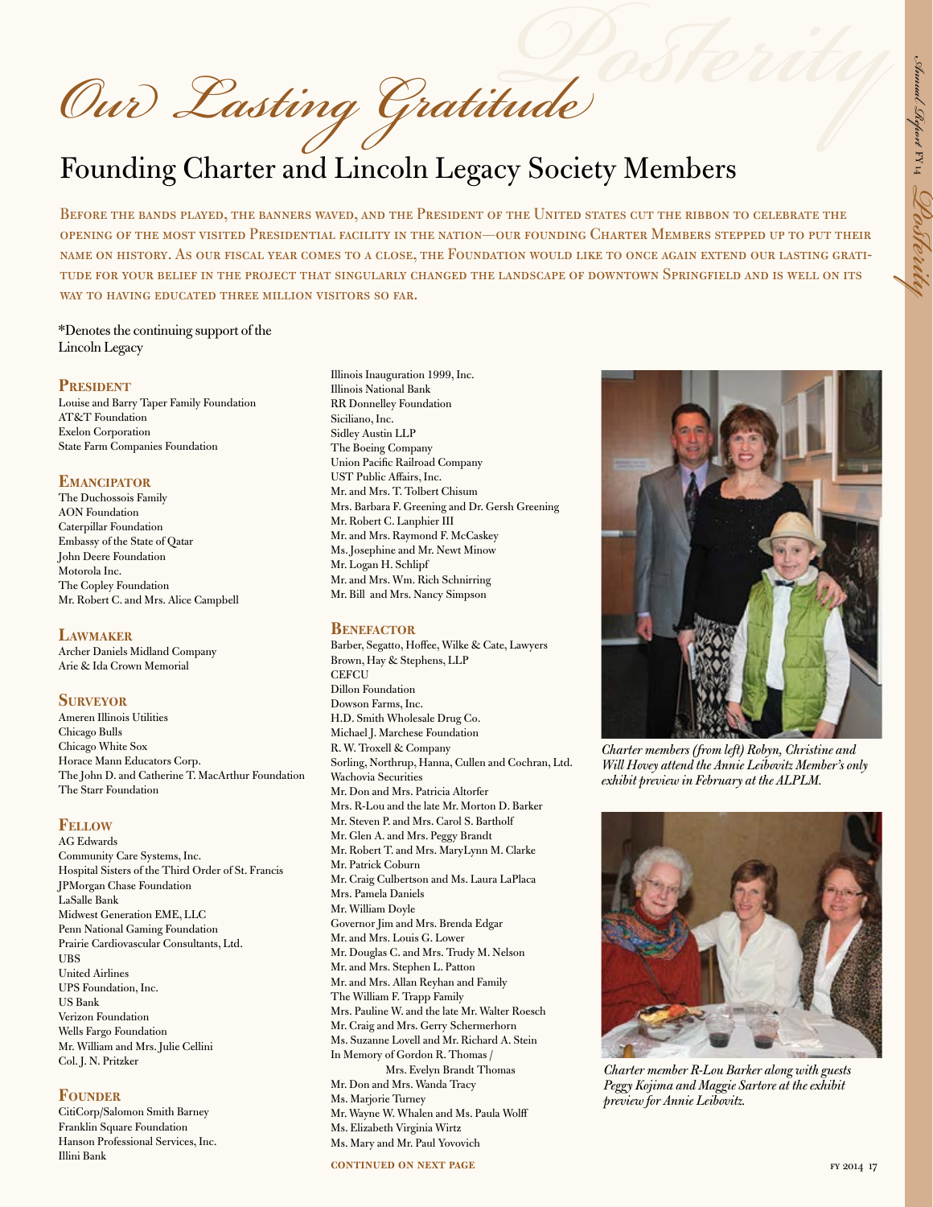# *Our Lasting Gratitude*

## Founding Charter and Lincoln Legacy Society Members

Before the bands played, the banners waved, and the President of the United states cut the ribbon to celebrate the opening of the most visited Presidential facility in the nation—our founding Charter Members stepped up to put their name on history. As our fiscal year comes to a close, the Foundation would like to once again extend our lasting gratitude for your belief in the project that singularly changed the landscape of downtown Springfield and is well on its way to having educated three million visitors so far.

*Denotes the continuing support of the Lincoln Legacy

### President

Louise and Barry Taper Family Foundation
AT&T Foundation
Exelon Corporation
State Farm Companies Foundation

### Emancipator

The Duchossois Family
AON Foundation
Caterpillar Foundation
Embassy of the State of Qatar
John Deere Foundation
Motorola Inc.
The Copley Foundation
Mr. Robert C. and Mrs. Alice Campbell

### Lawmaker

Archer Daniels Midland Company
Arie & Ida Crown Memorial

### Surveyor

Ameren Illinois Utilities
Chicago Bulls
Chicago White Sox
Horace Mann Educators Corp.
The John D. and Catherine T. MacArthur Foundation
The Starr Foundation

### Fellow

AG Edwards
Community Care Systems, Inc.
Hospital Sisters of the Third Order of St. Francis
JPMorgan Chase Foundation
LaSalle Bank
Midwest Generation EME, LLC
Penn National Gaming Foundation
Prairie Cardiovascular Consultants, Ltd.
UBS
United Airlines
UPS Foundation, Inc.
US Bank
Verizon Foundation
Wells Fargo Foundation
Mr. William and Mrs. Julie Cellini
Col. J. N. Pritzker

### Founder

CitiCorp/Salomon Smith Barney
Franklin Square Foundation
Hanson Professional Services, Inc.
Illini Bank
Illinois Inauguration 1999, Inc.
Illinois National Bank
RR Donnelley Foundation
Siciliano, Inc.
Sidley Austin LLP
The Boeing Company
Union Pacific Railroad Company
UST Public Affairs, Inc.
Mr. and Mrs. T. Tolbert Chisum
Mrs. Barbara F. Greening and Dr. Gersh Greening
Mr. Robert C. Lanphier III
Mr. and Mrs. Raymond F. McCaskey
Ms. Josephine and Mr. Newt Minow
Mr. Logan H. Schlipf
Mr. and Mrs. Wm. Rich Schnirring
Mr. Bill and Mrs. Nancy Simpson

### Benefactor

Barber, Segatto, Hoffee, Wilke & Cate, Lawyers
Brown, Hay & Stephens, LLP
CEFCU
Dillon Foundation
Dowson Farms, Inc.
H.D. Smith Wholesale Drug Co.
Michael J. Marchese Foundation
R. W. Troxell & Company
Sorling, Northrup, Hanna, Cullen and Cochran, Ltd.
Wachovia Securities
Mr. Don and Mrs. Patricia Altorfer
Mrs. R-Lou and the late Mr. Morton D. Barker
Mr. Steven P. and Mrs. Carol S. Bartholf
Mr. Glen A. and Mrs. Peggy Brandt
Mr. Robert T. and Mrs. MaryLynn M. Clarke
Mr. Patrick Coburn
Mr. Craig Culbertson and Ms. Laura LaPlaca
Mrs. Pamela Daniels
Mr. William Doyle
Governor Jim and Mrs. Brenda Edgar
Mr. and Mrs. Louis G. Lower
Mr. Douglas C. and Mrs. Trudy M. Nelson
Mr. and Mrs. Stephen L. Patton
Mr. and Mrs. Allan Reyhan and Family
The William F. Trapp Family
Mrs. Pauline W. and the late Mr. Walter Roesch
Mr. Craig and Mrs. Gerry Schermerhorn
Ms. Suzanne Lovell and Mr. Richard A. Stein
In Memory of Gordon R. Thomas / Mrs. Evelyn Brandt Thomas
Mr. Don and Mrs. Wanda Tracy
Ms. Marjorie Turney
Mr. Wayne W. Whalen and Ms. Paula Wolff
Ms. Elizabeth Virginia Wirtz
Ms. Mary and Mr. Paul Yovovich

**continued on next page**

*Charter members (from left) Robyn, Christine and Will Hovey attend the Annie Leibovitz Member's only exhibit preview in February at the ALPLM.*

*Charter member R-Lou Barker along with guests Peggy Kojima and Maggie Sartore at the exhibit preview for Annie Leibovitz.*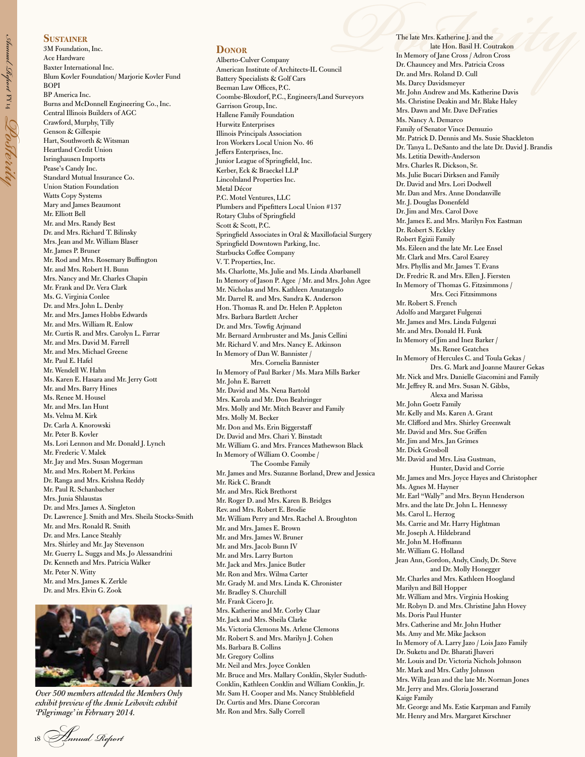## Sustainer

3M Foundation, Inc.
Ace Hardware
Baxter International Inc.
Blum Kovler Foundation/ Marjorie Kovler Fund
BOPI
BP America Inc.
Burns and McDonnell Engineering Co., Inc.
Central Illinois Builders of AGC
Crawford, Murphy, Tilly
Genson & Gillespie
Hart, Southworth & Witsman
Heartland Credit Union
Isringhausen Imports
Pease's Candy Inc.
Standard Mutual Insurance Co.
Union Station Foundation
Watts Copy Systems
Mary and James Beaumont
Mr. Elliott Bell
Mr. and Mrs. Randy Best
Dr. and Mrs. Richard T. Bilinsky
Mrs. Jean and Mr. William Blaser
Mr. James P. Bruner
Mr. Rod and Mrs. Rosemary Buffington
Mr. and Mrs. Robert H. Bunn
Mrs. Nancy and Mr. Charles Chapin
Mr. Frank and Dr. Vera Clark
Ms. G. Virginia Conlee
Dr. and Mrs. John L. Denby
Mr. and Mrs. James Hobbs Edwards
Mr. and Mrs. William R. Enlow
Mr. Curtis R. and Mrs. Carolyn L. Farrar
Mr. and Mrs. David M. Farrell
Mr. and Mrs. Michael Greene
Mr. Paul E. Hafel
Mr. Wendell W. Hahn
Ms. Karen E. Hasara and Mr. Jerry Gott
Mr. and Mrs. Barry Hines
Ms. Renee M. Housel
Mr. and Mrs. Ian Hunt
Ms. Velma M. Kirk
Dr. Carla A. Knorowski
Mr. Peter B. Kovler
Ms. Lori Lennon and Mr. Donald J. Lynch
Mr. Frederic V. Malek
Mr. Jay and Mrs. Susan Mogerman
Mr. and Mrs. Robert M. Perkins
Dr. Ranga and Mrs. Krishna Reddy
Mr. Paul R. Schanbacher
Mrs. Junia Shlaustas
Dr. and Mrs. James A. Singleton
Dr. Lawrence J. Smith and Mrs. Sheila Stocks-Smith
Mr. and Mrs. Ronald R. Smith
Dr. and Mrs. Lance Steahly
Mrs. Shirley and Mr. Jay Stevenson
Mr. Guerry L. Suggs and Ms. Jo Alessandrini
Dr. Kenneth and Mrs. Patricia Walker
Mr. Peter N. Witty
Mr. and Mrs. James K. Zerkle
Dr. and Mrs. Elvin G. Zook

*Over 500 members attended the Members Only exhibit preview of the Annie Leibovitz exhibit 'Pilgrimage' in February 2014.*

## Donor

Alberto-Culver Company
American Institute of Architects-IL Council
Battery Specialists & Golf Cars
Beeman Law Offices, P.C.
Coombe-Bloxdorf, P.C., Engineers/Land Surveyors
Garrison Group, Inc.
Hallene Family Foundation
Hurwitz Enterprises
Illinois Principals Association
Iron Workers Local Union No. 46
Jeffers Enterprises, Inc.
Junior League of Springfield, Inc.
Kerber, Eck & Braeckel LLP
Lincolnland Properties Inc.
Metal Décor
P.C. Motel Ventures, LLC
Plumbers and Pipefitters Local Union #137
Rotary Clubs of Springfield
Scott & Scott, P.C.
Springfield Associates in Oral & Maxillofacial Surgery
Springfield Downtown Parking, Inc.
Starbucks Coffee Company
V. T. Properties, Inc.
Ms. Charlotte, Ms. Julie and Ms. Linda Abarbanell
In Memory of Jason P. Agee / Mr. and Mrs. John Agee
Mr. Nicholas and Mrs. Kathleen Amatangelo
Mr. Darrel R. and Mrs. Sandra K. Anderson
Hon. Thomas R. and Dr. Helen P. Appleton
Mrs. Barbara Bartlett Archer
Dr. and Mrs. Towfig Arjmand
Mr. Bernard Armbruster and Ms. Janis Cellini
Mr. Richard V. and Mrs. Nancy E. Atkinson
In Memory of Dan W. Bannister / Mrs. Cornelia Bannister
In Memory of Paul Barker / Ms. Mara Mills Barker
Mr. John E. Barrett
Mr. David and Ms. Nena Bartold
Mrs. Karola and Mr. Don Beahringer
Mrs. Molly and Mr. Mitch Beaver and Family
Mrs. Molly M. Becker
Mr. Don and Ms. Erin Biggerstaff
Dr. David and Mrs. Chari Y. Binstadt
Mr. William G. and Mrs. Frances Mathewson Black
In Memory of William O. Coombe / The Coombe Family
Mr. James and Mrs. Suzanne Borland, Drew and Jessica
Mr. Rick C. Brandt
Mr. and Mrs. Rick Brethorst
Mr. Roger D. and Mrs. Karen B. Bridges
Rev. and Mrs. Robert E. Brodie
Mr. William Perry and Mrs. Rachel A. Broughton
Mr. and Mrs. James E. Brown
Mr. and Mrs. James W. Bruner
Mr. and Mrs. Jacob Bunn IV
Mr. and Mrs. Larry Burton
Mr. Jack and Mrs. Janice Butler
Mr. Ron and Mrs. Wilma Carter
Mr. Grady M. and Mrs. Linda K. Chronister
Mr. Bradley S. Churchill
Mr. Frank Cicero Jr.
Mrs. Katherine and Mr. Corby Claar
Mr. Jack and Mrs. Sheila Clarke
Ms. Victoria Clemons Ms. Arlene Clemons
Mr. Robert S. and Mrs. Marilyn J. Cohen
Ms. Barbara B. Collins
Mr. Gregory Collins
Mr. Neil and Mrs. Joyce Conklen
Mr. Bruce and Mrs. Mallary Conklin, Skyler Suduth-Conklin, Kathleen Conklin and William Conklin, Jr.
Mr. Sam H. Cooper and Ms. Nancy Stubblefield
Dr. Curtis and Mrs. Diane Corcoran
Mr. Ron and Mrs. Sally Correll
The late Mrs. Katherine J. and the late Hon. Basil H. Coutrakon
In Memory of Jane Cross / Adron Cross
Dr. Chauncey and Mrs. Patricia Cross
Dr. and Mrs. Roland D. Cull
Ms. Darcy Davidsmeyer
Mr. John Andrew and Ms. Katherine Davis
Ms. Christine Deakin and Mr. Blake Haley
Mrs. Dawn and Mr. Dave DeFraties
Ms. Nancy A. Demarco
Family of Senator Vince Demuzio
Mr. Patrick D. Dennis and Ms. Susie Shackleton
Dr. Tanya L. DeSanto and the late Dr. David J. Brandis
Ms. Letitia Dewith-Anderson
Mrs. Charles R. Dickson, Sr.
Ms. Julie Bucari Dirksen and Family
Dr. David and Mrs. Lori Dodwell
Mr. Dan and Mrs. Anne Dondanville
Mr. J. Douglas Donenfeld
Dr. Jim and Mrs. Carol Dove
Mr. James E. and Mrs. Marilyn Fox Eastman
Dr. Robert S. Eckley
Robert Egizii Family
Ms. Eileen and the late Mr. Lee Ensel
Mr. Clark and Mrs. Carol Esarey
Mrs. Phyllis and Mr. James T. Evans
Dr. Fredric R. and Mrs. Ellen J. Fiersten
In Memory of Thomas G. Fitzsimmons / Mrs. Ceci Fitzsimmons
Mr. Robert S. French
Adolfo and Margaret Fulgenzi
Mr. James and Mrs. Linda Fulgenzi
Mr. and Mrs. Donald H. Funk
In Memory of Jim and Inez Barker / Ms. Renee Geatches
In Memory of Hercules C. and Toula Gekas / Drs. G. Mark and Joanne Maurer Gekas
Mr. Nick and Mrs. Danielle Giacomini and Family
Mr. Jeffrey R. and Mrs. Susan N. Gibbs, Alexa and Marissa
Mr. John Goetz Family
Mr. Kelly and Ms. Karen A. Grant
Mr. Clifford and Mrs. Shirley Greenwalt
Mr. David and Mrs. Sue Griffen
Mr. Jim and Mrs. Jan Grimes
Mr. Dick Grosboll
Mr. David and Mrs. Lisa Gustman, Hunter, David and Corrie
Mr. James and Mrs. Joyce Hayes and Christopher
Ms. Agnes M. Hayner
Mr. Earl "Wally" and Mrs. Brynn Henderson
Mrs. and the late Dr. John L. Hennessy
Ms. Carol L. Herzog
Ms. Carrie and Mr. Harry Hightman
Mr. Joseph A. Hildebrand
Mr. John M. Hoffmann
Mr. William G. Holland
Jean Ann, Gordon, Andy, Cindy, Dr. Steve and Dr. Molly Honegger
Mr. Charles and Mrs. Kathleen Hoogland
Marilyn and Bill Hopper
Mr. William and Mrs. Virginia Hosking
Mr. Robyn D. and Mrs. Christine Jahn Hovey
Ms. Doris Paul Hunter
Mrs. Catherine and Mr. John Huther
Ms. Amy and Mr. Mike Jackson
In Memory of A. Larry Jazo / Lois Jazo Family
Dr. Suketu and Dr. Bharati Jhaveri
Mr. Louis and Dr. Victoria Nichols Johnson
Mr. Mark and Mrs. Cathy Johnson
Mrs. Willa Jean and the late Mr. Norman Jones
Mr. Jerry and Mrs. Gloria Josserand
Kaige Family
Mr. George and Ms. Estie Karpman and Family
Mr. Henry and Mrs. Margaret Kirschner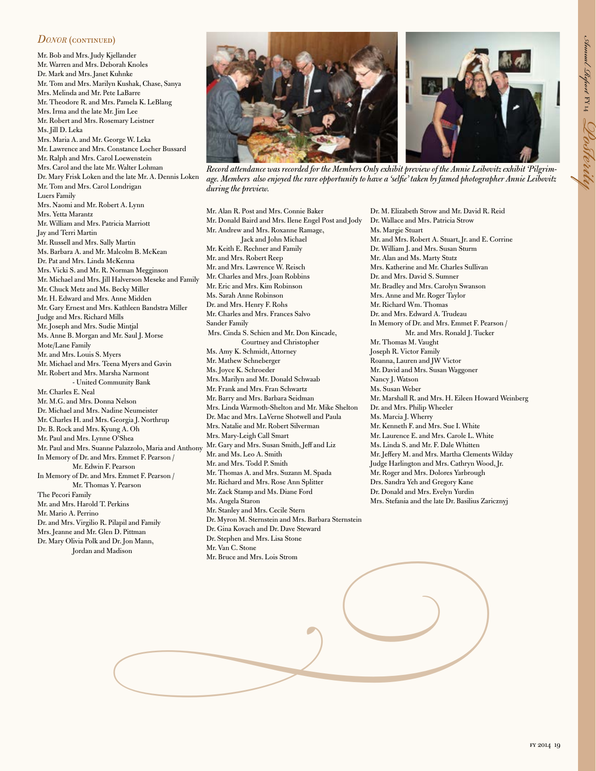## *Donor* (continued)

Mr. Bob and Mrs. Judy Kjellander
Mr. Warren and Mrs. Deborah Knoles
Dr. Mark and Mrs. Janet Kuhnke
Mr. Tom and Mrs. Marilyn Kushak, Chase, Sanya
Mrs. Melinda and Mr. Pete LaBarre
Mr. Theodore R. and Mrs. Pamela K. LeBlang
Mrs. Irma and the late Mr. Jim Lee
Mr. Robert and Mrs. Rosemary Leistner
Ms. Jill D. Leka
Mrs. Maria A. and Mr. George W. Leka
Mr. Lawrence and Mrs. Constance Locher Bussard
Mr. Ralph and Mrs. Carol Loewenstein
Mrs. Carol and the late Mr. Walter Lohman
Dr. Mary Frisk Loken and the late Mr. A. Dennis Loken
Mr. Tom and Mrs. Carol Londrigan
Luers Family
Mrs. Naomi and Mr. Robert A. Lynn
Mrs. Yetta Marantz
Mr. William and Mrs. Patricia Marriott
Jay and Terri Martin
Mr. Russell and Mrs. Sally Martin
Ms. Barbara A. and Mr. Malcolm B. McKean
Dr. Pat and Mrs. Linda McKenna
Mrs. Vicki S. and Mr. R. Norman Megginson
Mr. Michael and Mrs. Jill Halverson Meseke and Family
Mr. Chuck Metz and Ms. Becky Miller
Mr. H. Edward and Mrs. Anne Midden
Mr. Gary Ernest and Mrs. Kathleen Bandstra Miller
Judge and Mrs. Richard Mills
Mr. Joseph and Mrs. Sudie Mintjal
Ms. Anne B. Morgan and Mr. Saul J. Morse
Mote/Lane Family
Mr. and Mrs. Louis S. Myers
Mr. Michael and Mrs. Teena Myers and Gavin
Mr. Robert and Mrs. Marsha Narmont - United Community Bank
Mr. Charles E. Neal
Mr. M.G. and Mrs. Donna Nelson
Dr. Michael and Mrs. Nadine Neumeister
Mr. Charles H. and Mrs. Georgia J. Northrup
Dr. B. Rock and Mrs. Kyung A. Oh
Mr. Paul and Mrs. Lynne O'Shea
Mr. Paul and Mrs. Suanne Palazzolo, Maria and Anthony
In Memory of Dr. and Mrs. Emmet F. Pearson / Mr. Edwin F. Pearson
In Memory of Dr. and Mrs. Emmet F. Pearson / Mr. Thomas Y. Pearson
The Pecori Family
Mr. and Mrs. Harold T. Perkins
Mr. Mario A. Perrino
Dr. and Mrs. Virgilio R. Pilapil and Family
Mrs. Jeanne and Mr. Glen D. Pittman
Dr. Mary Olivia Polk and Dr. Jon Mann, Jordan and Madison

*Record attendance was recorded for the Members Only exhibit preview of the Annie Leibovitz exhibit 'Pilgrimage. Members also enjoyed the rare opportunity to have a 'selfie' taken by famed photographer Annie Leibovitz during the preview.*

Mr. Alan R. Post and Mrs. Connie Baker
Mr. Donald Baird and Mrs. Ilene Engel Post and Jody
Mr. Andrew and Mrs. Roxanne Ramage, Jack and John Michael
Mr. Keith E. Rechner and Family
Mr. and Mrs. Robert Reep
Mr. and Mrs. Lawrence W. Reisch
Mr. Charles and Mrs. Joan Robbins
Mr. Eric and Mrs. Kim Robinson
Ms. Sarah Anne Robinson
Dr. and Mrs. Henry F. Rohs
Mr. Charles and Mrs. Frances Salvo
Sander Family
Mrs. Cinda S. Schien and Mr. Don Kincade, Courtney and Christopher
Ms. Amy K. Schmidt, Attorney
Mr. Mathew Schneberger
Ms. Joyce K. Schroeder
Mrs. Marilyn and Mr. Donald Schwaab
Mr. Frank and Mrs. Fran Schwartz
Mr. Barry and Mrs. Barbara Seidman
Mrs. Linda Warmoth-Shelton and Mr. Mike Shelton
Dr. Mac and Mrs. LaVerne Shotwell and Paula
Mrs. Natalie and Mr. Robert Silverman
Mrs. Mary-Leigh Call Smart
Mr. Gary and Mrs. Susan Smith, Jeff and Liz
Mr. and Ms. Leo A. Smith
Mr. and Mrs. Todd P. Smith
Mr. Thomas A. and Mrs. Suzann M. Spada
Mr. Richard and Mrs. Rose Ann Splitter
Mr. Zack Stamp and Ms. Diane Ford
Ms. Angela Staron
Mr. Stanley and Mrs. Cecile Stern
Dr. Myron M. Sternstein and Mrs. Barbara Sternstein
Dr. Gina Kovach and Dr. Dave Steward
Dr. Stephen and Mrs. Lisa Stone
Mr. Van C. Stone
Mr. Bruce and Mrs. Lois Strom
Dr. M. Elizabeth Strow and Mr. David R. Reid
Dr. Wallace and Mrs. Patricia Strow
Ms. Margie Stuart
Mr. and Mrs. Robert A. Stuart, Jr. and E. Corrine
Dr. William J. and Mrs. Susan Sturm
Mr. Alan and Ms. Marty Stutz
Mrs. Katherine and Mr. Charles Sullivan
Dr. and Mrs. David S. Sumner
Mr. Bradley and Mrs. Carolyn Swanson
Mrs. Anne and Mr. Roger Taylor
Mr. Richard Wm. Thomas
Dr. and Mrs. Edward A. Trudeau
In Memory of Dr. and Mrs. Emmet F. Pearson / Mr. and Mrs. Ronald J. Tucker
Mr. Thomas M. Vaught
Joseph R. Victor Family
Roanna, Lauren and JW Victor
Mr. David and Mrs. Susan Waggoner
Nancy J. Watson
Ms. Susan Weber
Mr. Marshall R. and Mrs. H. Eileen Howard Weinberg
Dr. and Mrs. Philip Wheeler
Ms. Marcia J. Wherry
Mr. Kenneth F. and Mrs. Sue I. White
Mr. Laurence E. and Mrs. Carole L. White
Ms. Linda S. and Mr. F. Dale Whitten
Mr. Jeffery M. and Mrs. Martha Clements Wilday
Judge Harlington and Mrs. Cathryn Wood, Jr.
Mr. Roger and Mrs. Dolores Yarbrough
Drs. Sandra Yeh and Gregory Kane
Dr. Donald and Mrs. Evelyn Yurdin
Mrs. Stefania and the late Dr. Basilius Zaricznyj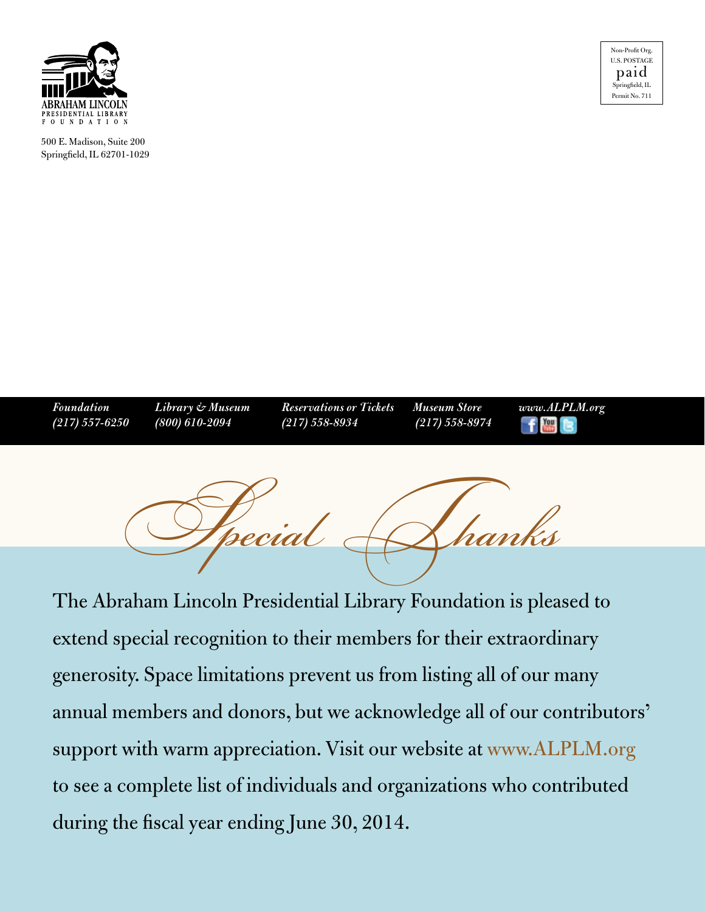ABRAHAM LINCOLN
PRESIDENTIAL LIBRARY
FOUNDATION

500 E. Madison, Suite 200
Springfield, IL 62701-1029

Non-Profit Org.
U.S. POSTAGE
paid
Springfield, IL
Permit No. 711

*Foundation*
*(217) 557-6250*

*Library & Museum*
*(800) 610-2094*

*Reservations or Tickets*
*(217) 558-8934*

*Museum Store*
*(217) 558-8974*

*www.ALPLM.org*

# *Special Thanks*

The Abraham Lincoln Presidential Library Foundation is pleased to extend special recognition to their members for their extraordinary generosity. Space limitations prevent us from listing all of our many annual members and donors, but we acknowledge all of our contributors' support with warm appreciation. Visit our website at www.ALPLM.org to see a complete list of individuals and organizations who contributed during the fiscal year ending June 30, 2014.